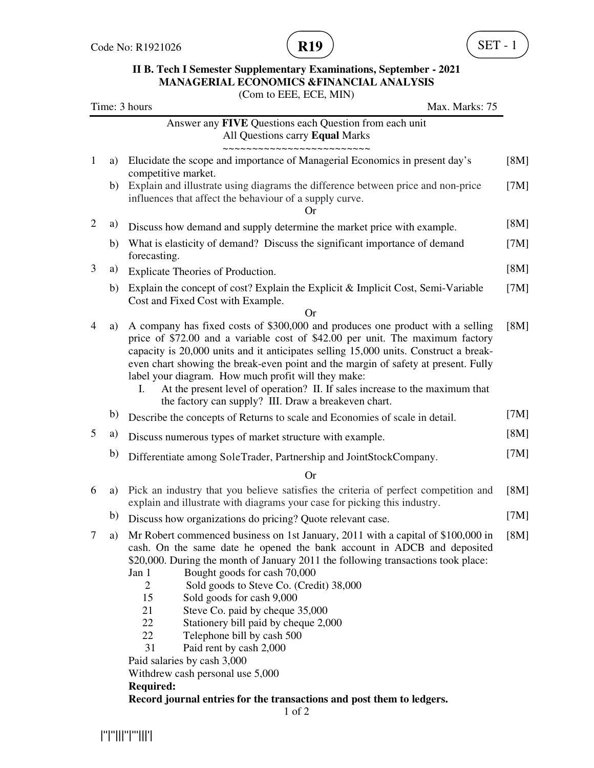Code No: R1921026 **R19** SET - 1

**II B. Tech I Semester Supplementary Examinations, September - 2021**
**MANAGERIAL ECONOMICS &FINANCIAL ANALYSIS**
(Com to EEE, ECE, MIN)

Time: 3 hours Max. Marks: 75

Answer any **FIVE** Questions each Question from each unit
All Questions carry **Equal** Marks

~~~~~~~~~~~~~~~~~~~~~~~~~

1 a) Elucidate the scope and importance of Managerial Economics in present day's competitive market. [8M]

b) Explain and illustrate using diagrams the difference between price and non-price influences that affect the behaviour of a supply curve. [7M]

Or

2 a) Discuss how demand and supply determine the market price with example. [8M]

b) What is elasticity of demand? Discuss the significant importance of demand forecasting. [7M]

3 a) Explicate Theories of Production. [8M]

b) Explain the concept of cost? Explain the Explicit & Implicit Cost, Semi-Variable Cost and Fixed Cost with Example. [7M]

Or

4 a) A company has fixed costs of $300,000 and produces one product with a selling price of $72.00 and a variable cost of $42.00 per unit. The maximum factory capacity is 20,000 units and it anticipates selling 15,000 units. Construct a break-even chart showing the break-even point and the margin of safety at present. Fully label your diagram. How much profit will they make: [8M]

I. At the present level of operation? II. If sales increase to the maximum that the factory can supply? III. Draw a breakeven chart.

b) Describe the concepts of Returns to scale and Economies of scale in detail. [7M]

5 a) Discuss numerous types of market structure with example. [8M]

b) Differentiate among SoleTrader, Partnership and JointStockCompany. [7M]

Or

6 a) Pick an industry that you believe satisfies the criteria of perfect competition and explain and illustrate with diagrams your case for picking this industry. [8M]

b) Discuss how organizations do pricing? Quote relevant case. [7M]

7 a) Mr Robert commenced business on 1st January, 2011 with a capital of $100,000 in cash. On the same date he opened the bank account in ADCB and deposited $20,000. During the month of January 2011 the following transactions took place: [8M]

Jan 1 Bought goods for cash 70,000
2 Sold goods to Steve Co. (Credit) 38,000
15 Sold goods for cash 9,000
21 Steve Co. paid by cheque 35,000
22 Stationery bill paid by cheque 2,000
22 Telephone bill by cash 500
31 Paid rent by cash 2,000

Paid salaries by cash 3,000
Withdrew cash personal use 5,000

**Required:**
**Record journal entries for the transactions and post them to ledgers.**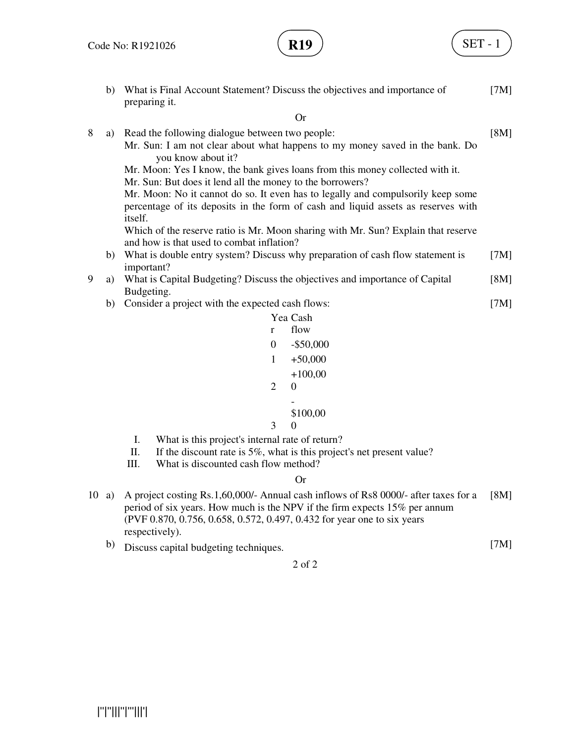b) What is Final Account Statement? Discuss the objectives and importance of preparing it. [7M]

Or

8 a) Read the following dialogue between two people: [8M]

Mr. Sun: I am not clear about what happens to my money saved in the bank. Do you know about it?

Mr. Moon: Yes I know, the bank gives loans from this money collected with it.

Mr. Sun: But does it lend all the money to the borrowers?

Mr. Moon: No it cannot do so. It even has to legally and compulsorily keep some percentage of its deposits in the form of cash and liquid assets as reserves with itself.

Which of the reserve ratio is Mr. Moon sharing with Mr. Sun? Explain that reserve and how is that used to combat inflation?

b) What is double entry system? Discuss why preparation of cash flow statement is important? [7M]

9 a) What is Capital Budgeting? Discuss the objectives and importance of Capital Budgeting. [8M]

b) Consider a project with the expected cash flows: [7M]

| Year | Cash flow |
|---|---|
| 0 | -$50,000 |
| 1 | +50,000 |
| 2 | +100,000 |
| 3 | -$100,000 |

I. What is this project's internal rate of return?

II. If the discount rate is 5%, what is this project's net present value?

III. What is discounted cash flow method?

Or

10 a) A project costing Rs.1,60,000/- Annual cash inflows of Rs8 0000/- after taxes for a period of six years. How much is the NPV if the firm expects 15% per annum (PVF 0.870, 0.756, 0.658, 0.572, 0.497, 0.432 for year one to six years respectively). [8M]

b) Discuss capital budgeting techniques. [7M]